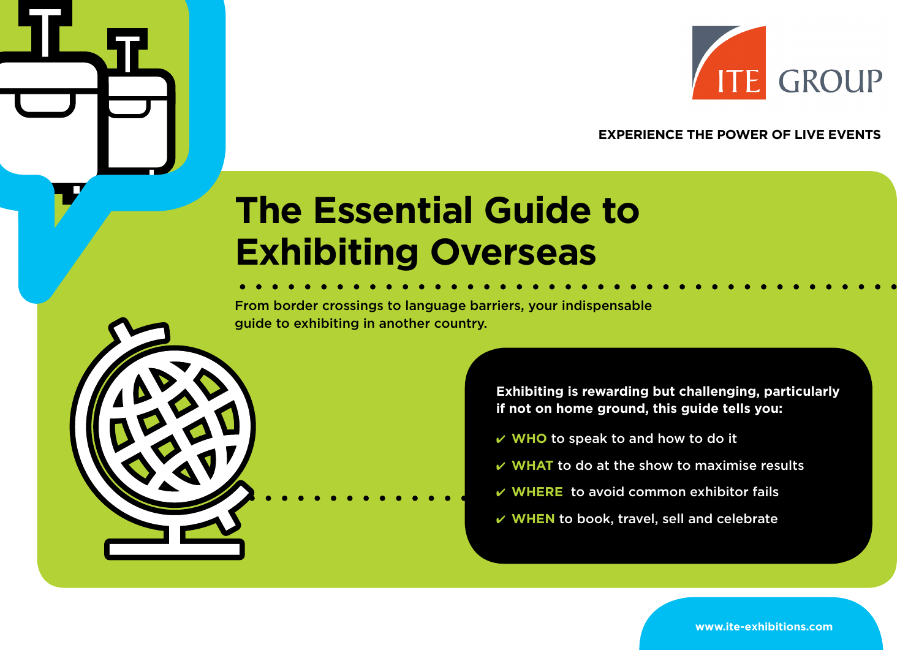ITE GROUP

**EXPERIENCE THE POWER OF LIVE EVENTS**

# The Essential Guide to Exhibiting Overseas

From border crossings to language barriers, your indispensable guide to exhibiting in another country.

**Exhibiting is rewarding but challenging, particularly if not on home ground, this guide tells you:**

- ✔ **WHO** to speak to and how to do it
- ✔ **WHAT** to do at the show to maximise results
- ✔ **WHERE** to avoid common exhibitor fails
- ✔ **WHEN** to book, travel, sell and celebrate

www.ite-exhibitions.com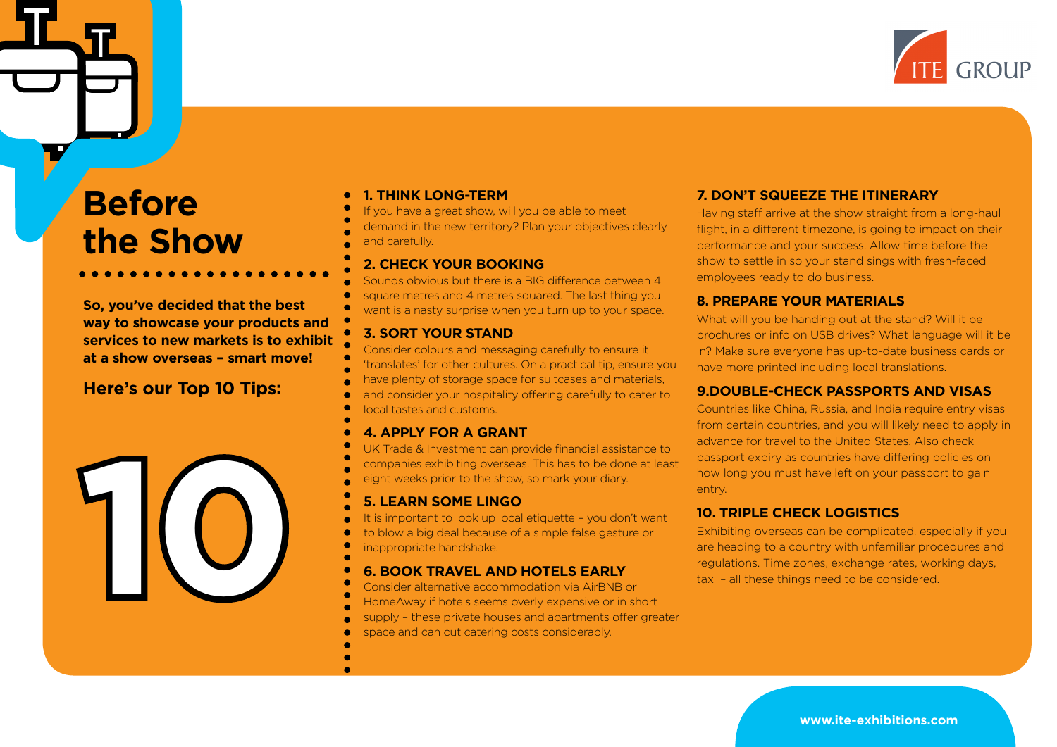# Before the Show

**So, you've decided that the best way to showcase your products and services to new markets is to exhibit at a show overseas – smart move!**

## Here's our Top 10 Tips:

10

### 1. THINK LONG-TERM

If you have a great show, will you be able to meet demand in the new territory? Plan your objectives clearly and carefully.

### 2. CHECK YOUR BOOKING

Sounds obvious but there is a BIG difference between 4 square metres and 4 metres squared. The last thing you want is a nasty surprise when you turn up to your space.

### 3. SORT YOUR STAND

Consider colours and messaging carefully to ensure it 'translates' for other cultures. On a practical tip, ensure you have plenty of storage space for suitcases and materials, and consider your hospitality offering carefully to cater to local tastes and customs.

### 4. APPLY FOR A GRANT

UK Trade & Investment can provide financial assistance to companies exhibiting overseas. This has to be done at least eight weeks prior to the show, so mark your diary.

### 5. LEARN SOME LINGO

It is important to look up local etiquette – you don't want to blow a big deal because of a simple false gesture or inappropriate handshake.

### 6. BOOK TRAVEL AND HOTELS EARLY

Consider alternative accommodation via AirBNB or HomeAway if hotels seems overly expensive or in short supply – these private houses and apartments offer greater space and can cut catering costs considerably.

### 7. DON'T SQUEEZE THE ITINERARY

Having staff arrive at the show straight from a long-haul flight, in a different timezone, is going to impact on their performance and your success. Allow time before the show to settle in so your stand sings with fresh-faced employees ready to do business.

### 8. PREPARE YOUR MATERIALS

What will you be handing out at the stand? Will it be brochures or info on USB drives? What language will it be in? Make sure everyone has up-to-date business cards or have more printed including local translations.

### 9.DOUBLE-CHECK PASSPORTS AND VISAS

Countries like China, Russia, and India require entry visas from certain countries, and you will likely need to apply in advance for travel to the United States. Also check passport expiry as countries have differing policies on how long you must have left on your passport to gain entry.

### 10. TRIPLE CHECK LOGISTICS

Exhibiting overseas can be complicated, especially if you are heading to a country with unfamiliar procedures and regulations. Time zones, exchange rates, working days, tax – all these things need to be considered.

www.ite-exhibitions.com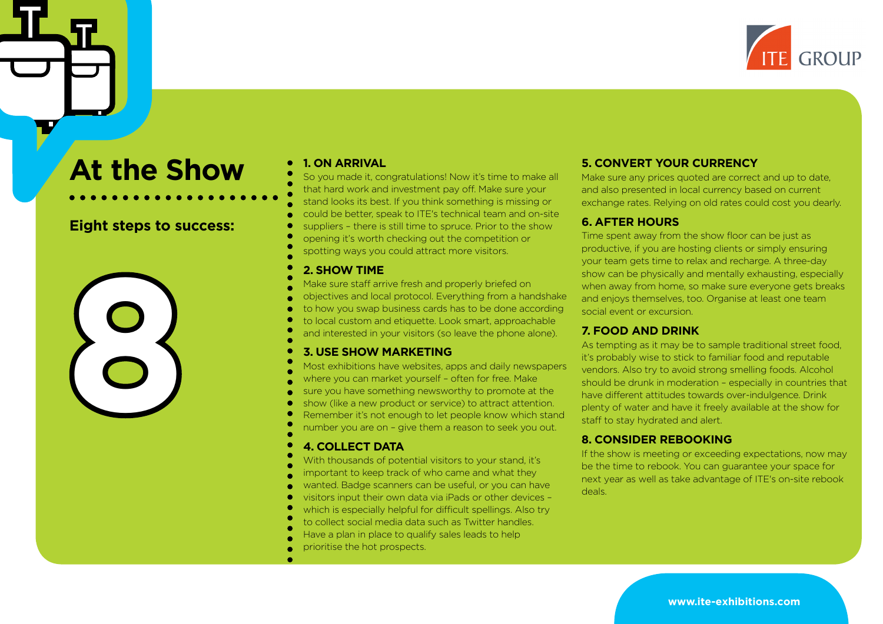# At the Show

**Eight steps to success:**

8

### 1. ON ARRIVAL

So you made it, congratulations! Now it's time to make all that hard work and investment pay off. Make sure your stand looks its best. If you think something is missing or could be better, speak to ITE's technical team and on-site suppliers – there is still time to spruce. Prior to the show opening it's worth checking out the competition or spotting ways you could attract more visitors.

### 2. SHOW TIME

Make sure staff arrive fresh and properly briefed on objectives and local protocol. Everything from a handshake to how you swap business cards has to be done according to local custom and etiquette. Look smart, approachable and interested in your visitors (so leave the phone alone).

### 3. USE SHOW MARKETING

Most exhibitions have websites, apps and daily newspapers where you can market yourself – often for free. Make sure you have something newsworthy to promote at the show (like a new product or service) to attract attention. Remember it's not enough to let people know which stand number you are on – give them a reason to seek you out.

### 4. COLLECT DATA

With thousands of potential visitors to your stand, it's important to keep track of who came and what they wanted. Badge scanners can be useful, or you can have visitors input their own data via iPads or other devices – which is especially helpful for difficult spellings. Also try to collect social media data such as Twitter handles. Have a plan in place to qualify sales leads to help prioritise the hot prospects.

### 5. CONVERT YOUR CURRENCY

Make sure any prices quoted are correct and up to date, and also presented in local currency based on current exchange rates. Relying on old rates could cost you dearly.

### 6. AFTER HOURS

Time spent away from the show floor can be just as productive, if you are hosting clients or simply ensuring your team gets time to relax and recharge. A three-day show can be physically and mentally exhausting, especially when away from home, so make sure everyone gets breaks and enjoys themselves, too. Organise at least one team social event or excursion.

### 7. FOOD AND DRINK

As tempting as it may be to sample traditional street food, it's probably wise to stick to familiar food and reputable vendors. Also try to avoid strong smelling foods. Alcohol should be drunk in moderation – especially in countries that have different attitudes towards over-indulgence. Drink plenty of water and have it freely available at the show for staff to stay hydrated and alert.

### 8. CONSIDER REBOOKING

If the show is meeting or exceeding expectations, now may be the time to rebook. You can guarantee your space for next year as well as take advantage of ITE's on-site rebook deals.

www.ite-exhibitions.com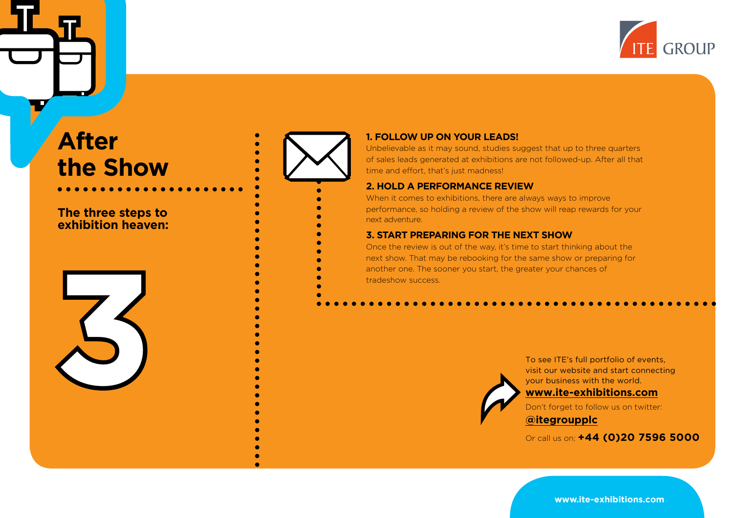ITE GROUP

# After the Show

**The three steps to exhibition heaven:**

3

### 1. FOLLOW UP ON YOUR LEADS!

Unbelievable as it may sound, studies suggest that up to three quarters of sales leads generated at exhibitions are not followed-up. After all that time and effort, that's just madness!

### 2. HOLD A PERFORMANCE REVIEW

When it comes to exhibitions, there are always ways to improve performance, so holding a review of the show will reap rewards for your next adventure.

### 3. START PREPARING FOR THE NEXT SHOW

Once the review is out of the way, it's time to start thinking about the next show. That may be rebooking for the same show or preparing for another one. The sooner you start, the greater your chances of tradeshow success.

To see ITE's full portfolio of events, visit our website and start connecting your business with the world.

**www.ite-exhibitions.com**

Don't forget to follow us on twitter:

**@itegroupplc**

Or call us on: **+44 (0)20 7596 5000**